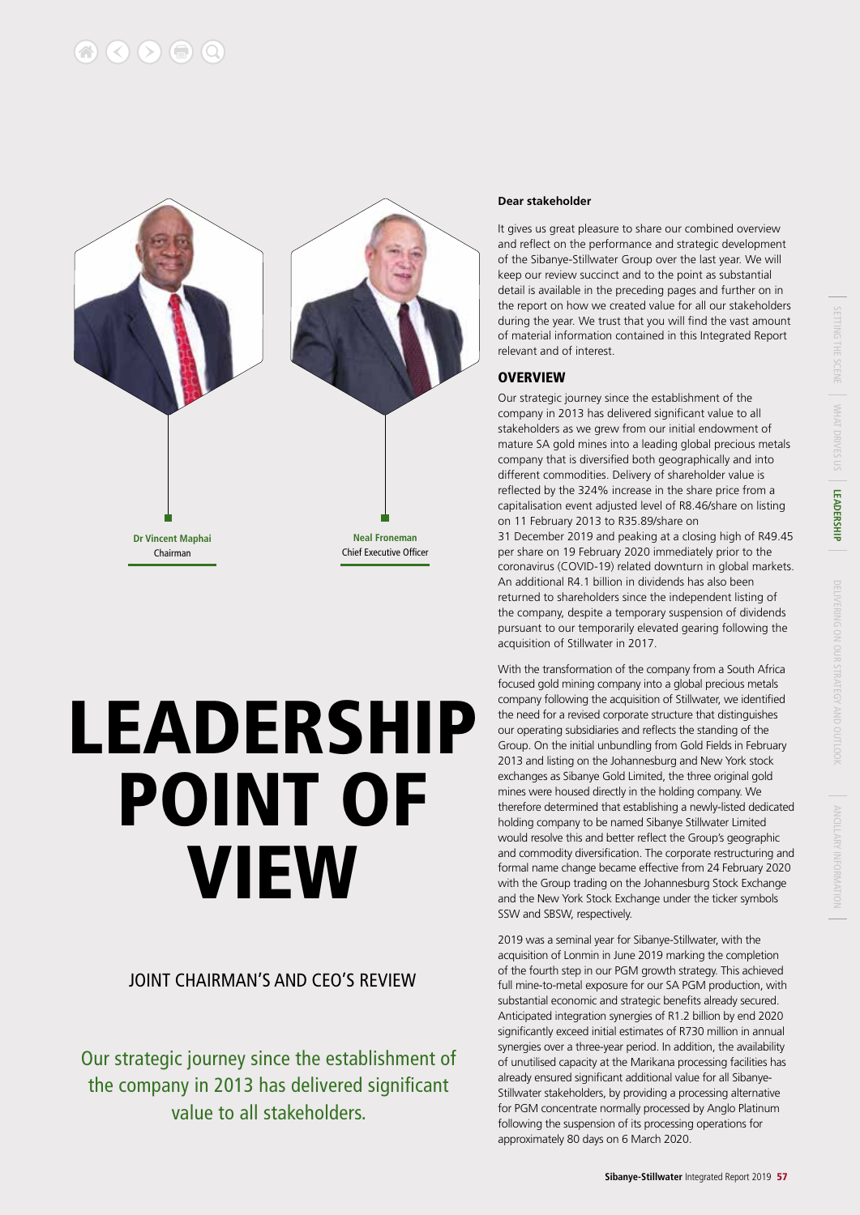Dr Vincent Maphai
Chairman

Neal Froneman
Chief Executive Officer

# LEADERSHIP POINT OF VIEW

## JOINT CHAIRMAN'S AND CEO'S REVIEW

Our strategic journey since the establishment of the company in 2013 has delivered significant value to all stakeholders.

**Dear stakeholder**

It gives us great pleasure to share our combined overview and reflect on the performance and strategic development of the Sibanye-Stillwater Group over the last year. We will keep our review succinct and to the point as substantial detail is available in the preceding pages and further on in the report on how we created value for all our stakeholders during the year. We trust that you will find the vast amount of material information contained in this Integrated Report relevant and of interest.

### OVERVIEW

Our strategic journey since the establishment of the company in 2013 has delivered significant value to all stakeholders as we grew from our initial endowment of mature SA gold mines into a leading global precious metals company that is diversified both geographically and into different commodities. Delivery of shareholder value is reflected by the 324% increase in the share price from a capitalisation event adjusted level of R8.46/share on listing on 11 February 2013 to R35.89/share on 31 December 2019 and peaking at a closing high of R49.45 per share on 19 February 2020 immediately prior to the coronavirus (COVID-19) related downturn in global markets. An additional R4.1 billion in dividends has also been returned to shareholders since the independent listing of the company, despite a temporary suspension of dividends pursuant to our temporarily elevated gearing following the acquisition of Stillwater in 2017.

With the transformation of the company from a South Africa focused gold mining company into a global precious metals company following the acquisition of Stillwater, we identified the need for a revised corporate structure that distinguishes our operating subsidiaries and reflects the standing of the Group. On the initial unbundling from Gold Fields in February 2013 and listing on the Johannesburg and New York stock exchanges as Sibanye Gold Limited, the three original gold mines were housed directly in the holding company. We therefore determined that establishing a newly-listed dedicated holding company to be named Sibanye Stillwater Limited would resolve this and better reflect the Group's geographic and commodity diversification. The corporate restructuring and formal name change became effective from 24 February 2020 with the Group trading on the Johannesburg Stock Exchange and the New York Stock Exchange under the ticker symbols SSW and SBSW, respectively.

2019 was a seminal year for Sibanye-Stillwater, with the acquisition of Lonmin in June 2019 marking the completion of the fourth step in our PGM growth strategy. This achieved full mine-to-metal exposure for our SA PGM production, with substantial economic and strategic benefits already secured. Anticipated integration synergies of R1.2 billion by end 2020 significantly exceed initial estimates of R730 million in annual synergies over a three-year period. In addition, the availability of unutilised capacity at the Marikana processing facilities has already ensured significant additional value for all Sibanye-Stillwater stakeholders, by providing a processing alternative for PGM concentrate normally processed by Anglo Platinum following the suspension of its processing operations for approximately 80 days on 6 March 2020.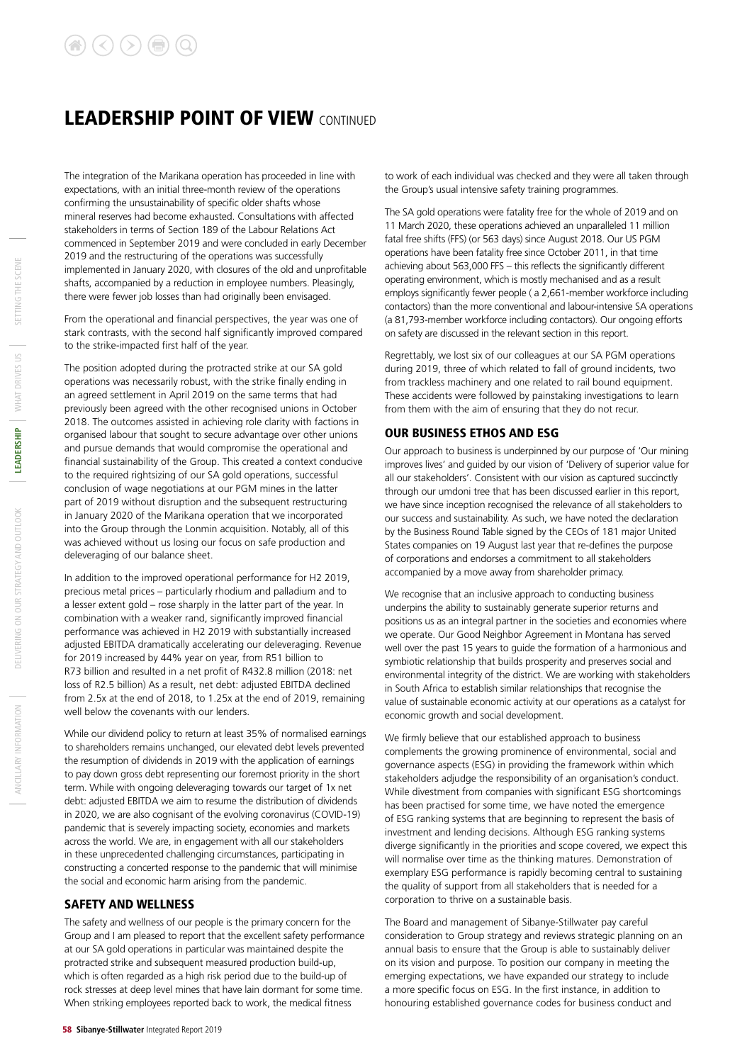# LEADERSHIP POINT OF VIEW CONTINUED

The integration of the Marikana operation has proceeded in line with expectations, with an initial three-month review of the operations confirming the unsustainability of specific older shafts whose mineral reserves had become exhausted. Consultations with affected stakeholders in terms of Section 189 of the Labour Relations Act commenced in September 2019 and were concluded in early December 2019 and the restructuring of the operations was successfully implemented in January 2020, with closures of the old and unprofitable shafts, accompanied by a reduction in employee numbers. Pleasingly, there were fewer job losses than had originally been envisaged.

From the operational and financial perspectives, the year was one of stark contrasts, with the second half significantly improved compared to the strike-impacted first half of the year.

The position adopted during the protracted strike at our SA gold operations was necessarily robust, with the strike finally ending in an agreed settlement in April 2019 on the same terms that had previously been agreed with the other recognised unions in October 2018. The outcomes assisted in achieving role clarity with factions in organised labour that sought to secure advantage over other unions and pursue demands that would compromise the operational and financial sustainability of the Group. This created a context conducive to the required rightsizing of our SA gold operations, successful conclusion of wage negotiations at our PGM mines in the latter part of 2019 without disruption and the subsequent restructuring in January 2020 of the Marikana operation that we incorporated into the Group through the Lonmin acquisition. Notably, all of this was achieved without us losing our focus on safe production and deleveraging of our balance sheet.

In addition to the improved operational performance for H2 2019, precious metal prices – particularly rhodium and palladium and to a lesser extent gold – rose sharply in the latter part of the year. In combination with a weaker rand, significantly improved financial performance was achieved in H2 2019 with substantially increased adjusted EBITDA dramatically accelerating our deleveraging. Revenue for 2019 increased by 44% year on year, from R51 billion to R73 billion and resulted in a net profit of R432.8 million (2018: net loss of R2.5 billion) As a result, net debt: adjusted EBITDA declined from 2.5x at the end of 2018, to 1.25x at the end of 2019, remaining well below the covenants with our lenders.

While our dividend policy to return at least 35% of normalised earnings to shareholders remains unchanged, our elevated debt levels prevented the resumption of dividends in 2019 with the application of earnings to pay down gross debt representing our foremost priority in the short term. While with ongoing deleveraging towards our target of 1x net debt: adjusted EBITDA we aim to resume the distribution of dividends in 2020, we are also cognisant of the evolving coronavirus (COVID-19) pandemic that is severely impacting society, economies and markets across the world. We are, in engagement with all our stakeholders in these unprecedented challenging circumstances, participating in constructing a concerted response to the pandemic that will minimise the social and economic harm arising from the pandemic.

## SAFETY AND WELLNESS

The safety and wellness of our people is the primary concern for the Group and I am pleased to report that the excellent safety performance at our SA gold operations in particular was maintained despite the protracted strike and subsequent measured production build-up, which is often regarded as a high risk period due to the build-up of rock stresses at deep level mines that have lain dormant for some time. When striking employees reported back to work, the medical fitness to work of each individual was checked and they were all taken through the Group's usual intensive safety training programmes.

The SA gold operations were fatality free for the whole of 2019 and on 11 March 2020, these operations achieved an unparalleled 11 million fatal free shifts (FFS) (or 563 days) since August 2018. Our US PGM operations have been fatality free since October 2011, in that time achieving about 563,000 FFS – this reflects the significantly different operating environment, which is mostly mechanised and as a result employs significantly fewer people ( a 2,661-member workforce including contactors) than the more conventional and labour-intensive SA operations (a 81,793-member workforce including contactors). Our ongoing efforts on safety are discussed in the relevant section in this report.

Regrettably, we lost six of our colleagues at our SA PGM operations during 2019, three of which related to fall of ground incidents, two from trackless machinery and one related to rail bound equipment. These accidents were followed by painstaking investigations to learn from them with the aim of ensuring that they do not recur.

## OUR BUSINESS ETHOS AND ESG

Our approach to business is underpinned by our purpose of 'Our mining improves lives' and guided by our vision of 'Delivery of superior value for all our stakeholders'. Consistent with our vision as captured succinctly through our umdoni tree that has been discussed earlier in this report, we have since inception recognised the relevance of all stakeholders to our success and sustainability. As such, we have noted the declaration by the Business Round Table signed by the CEOs of 181 major United States companies on 19 August last year that re-defines the purpose of corporations and endorses a commitment to all stakeholders accompanied by a move away from shareholder primacy.

We recognise that an inclusive approach to conducting business underpins the ability to sustainably generate superior returns and positions us as an integral partner in the societies and economies where we operate. Our Good Neighbor Agreement in Montana has served well over the past 15 years to guide the formation of a harmonious and symbiotic relationship that builds prosperity and preserves social and environmental integrity of the district. We are working with stakeholders in South Africa to establish similar relationships that recognise the value of sustainable economic activity at our operations as a catalyst for economic growth and social development.

We firmly believe that our established approach to business complements the growing prominence of environmental, social and governance aspects (ESG) in providing the framework within which stakeholders adjudge the responsibility of an organisation's conduct. While divestment from companies with significant ESG shortcomings has been practised for some time, we have noted the emergence of ESG ranking systems that are beginning to represent the basis of investment and lending decisions. Although ESG ranking systems diverge significantly in the priorities and scope covered, we expect this will normalise over time as the thinking matures. Demonstration of exemplary ESG performance is rapidly becoming central to sustaining the quality of support from all stakeholders that is needed for a corporation to thrive on a sustainable basis.

The Board and management of Sibanye-Stillwater pay careful consideration to Group strategy and reviews strategic planning on an annual basis to ensure that the Group is able to sustainably deliver on its vision and purpose. To position our company in meeting the emerging expectations, we have expanded our strategy to include a more specific focus on ESG. In the first instance, in addition to honouring established governance codes for business conduct and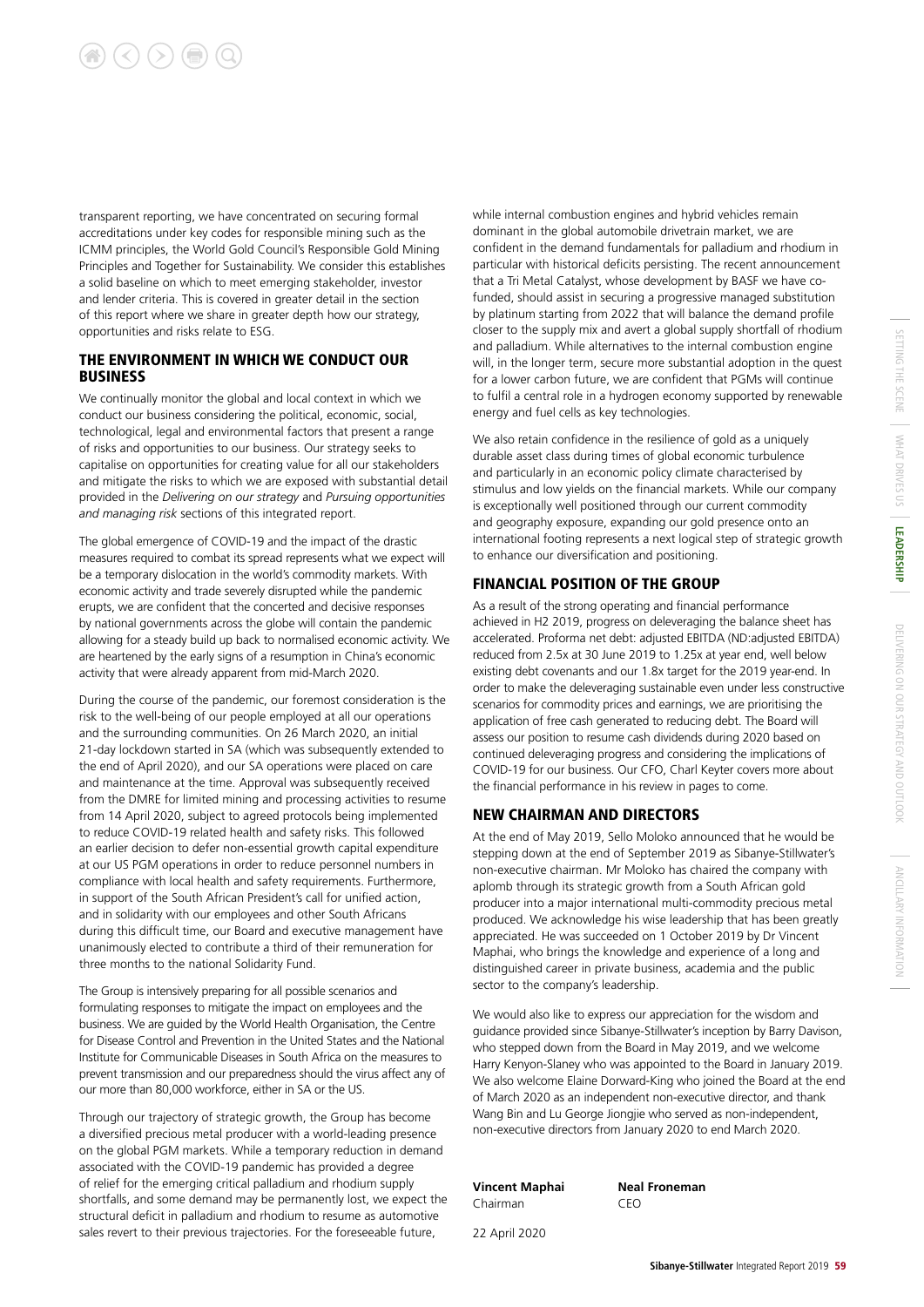transparent reporting, we have concentrated on securing formal accreditations under key codes for responsible mining such as the ICMM principles, the World Gold Council's Responsible Gold Mining Principles and Together for Sustainability. We consider this establishes a solid baseline on which to meet emerging stakeholder, investor and lender criteria. This is covered in greater detail in the section of this report where we share in greater depth how our strategy, opportunities and risks relate to ESG.

## THE ENVIRONMENT IN WHICH WE CONDUCT OUR BUSINESS

We continually monitor the global and local context in which we conduct our business considering the political, economic, social, technological, legal and environmental factors that present a range of risks and opportunities to our business. Our strategy seeks to capitalise on opportunities for creating value for all our stakeholders and mitigate the risks to which we are exposed with substantial detail provided in the *Delivering on our strategy* and *Pursuing opportunities and managing risk* sections of this integrated report.

The global emergence of COVID-19 and the impact of the drastic measures required to combat its spread represents what we expect will be a temporary dislocation in the world's commodity markets. With economic activity and trade severely disrupted while the pandemic erupts, we are confident that the concerted and decisive responses by national governments across the globe will contain the pandemic allowing for a steady build up back to normalised economic activity. We are heartened by the early signs of a resumption in China's economic activity that were already apparent from mid-March 2020.

During the course of the pandemic, our foremost consideration is the risk to the well-being of our people employed at all our operations and the surrounding communities. On 26 March 2020, an initial 21-day lockdown started in SA (which was subsequently extended to the end of April 2020), and our SA operations were placed on care and maintenance at the time. Approval was subsequently received from the DMRE for limited mining and processing activities to resume from 14 April 2020, subject to agreed protocols being implemented to reduce COVID-19 related health and safety risks. This followed an earlier decision to defer non-essential growth capital expenditure at our US PGM operations in order to reduce personnel numbers in compliance with local health and safety requirements. Furthermore, in support of the South African President's call for unified action, and in solidarity with our employees and other South Africans during this difficult time, our Board and executive management have unanimously elected to contribute a third of their remuneration for three months to the national Solidarity Fund.

The Group is intensively preparing for all possible scenarios and formulating responses to mitigate the impact on employees and the business. We are guided by the World Health Organisation, the Centre for Disease Control and Prevention in the United States and the National Institute for Communicable Diseases in South Africa on the measures to prevent transmission and our preparedness should the virus affect any of our more than 80,000 workforce, either in SA or the US.

Through our trajectory of strategic growth, the Group has become a diversified precious metal producer with a world-leading presence on the global PGM markets. While a temporary reduction in demand associated with the COVID-19 pandemic has provided a degree of relief for the emerging critical palladium and rhodium supply shortfalls, and some demand may be permanently lost, we expect the structural deficit in palladium and rhodium to resume as automotive sales revert to their previous trajectories. For the foreseeable future, while internal combustion engines and hybrid vehicles remain dominant in the global automobile drivetrain market, we are confident in the demand fundamentals for palladium and rhodium in particular with historical deficits persisting. The recent announcement that a Tri Metal Catalyst, whose development by BASF we have co-funded, should assist in securing a progressive managed substitution by platinum starting from 2022 that will balance the demand profile closer to the supply mix and avert a global supply shortfall of rhodium and palladium. While alternatives to the internal combustion engine will, in the longer term, secure more substantial adoption in the quest for a lower carbon future, we are confident that PGMs will continue to fulfil a central role in a hydrogen economy supported by renewable energy and fuel cells as key technologies.

We also retain confidence in the resilience of gold as a uniquely durable asset class during times of global economic turbulence and particularly in an economic policy climate characterised by stimulus and low yields on the financial markets. While our company is exceptionally well positioned through our current commodity and geography exposure, expanding our gold presence onto an international footing represents a next logical step of strategic growth to enhance our diversification and positioning.

## FINANCIAL POSITION OF THE GROUP

As a result of the strong operating and financial performance achieved in H2 2019, progress on deleveraging the balance sheet has accelerated. Proforma net debt: adjusted EBITDA (ND:adjusted EBITDA) reduced from 2.5x at 30 June 2019 to 1.25x at year end, well below existing debt covenants and our 1.8x target for the 2019 year-end. In order to make the deleveraging sustainable even under less constructive scenarios for commodity prices and earnings, we are prioritising the application of free cash generated to reducing debt. The Board will assess our position to resume cash dividends during 2020 based on continued deleveraging progress and considering the implications of COVID-19 for our business. Our CFO, Charl Keyter covers more about the financial performance in his review in pages to come.

## NEW CHAIRMAN AND DIRECTORS

At the end of May 2019, Sello Moloko announced that he would be stepping down at the end of September 2019 as Sibanye-Stillwater's non-executive chairman. Mr Moloko has chaired the company with aplomb through its strategic growth from a South African gold producer into a major international multi-commodity precious metal produced. We acknowledge his wise leadership that has been greatly appreciated. He was succeeded on 1 October 2019 by Dr Vincent Maphai, who brings the knowledge and experience of a long and distinguished career in private business, academia and the public sector to the company's leadership.

We would also like to express our appreciation for the wisdom and guidance provided since Sibanye-Stillwater's inception by Barry Davison, who stepped down from the Board in May 2019, and we welcome Harry Kenyon-Slaney who was appointed to the Board in January 2019. We also welcome Elaine Dorward-King who joined the Board at the end of March 2020 as an independent non-executive director, and thank Wang Bin and Lu George Jiongjie who served as non-independent, non-executive directors from January 2020 to end March 2020.

**Vincent Maphai**
Chairman

**Neal Froneman**
CEO

22 April 2020